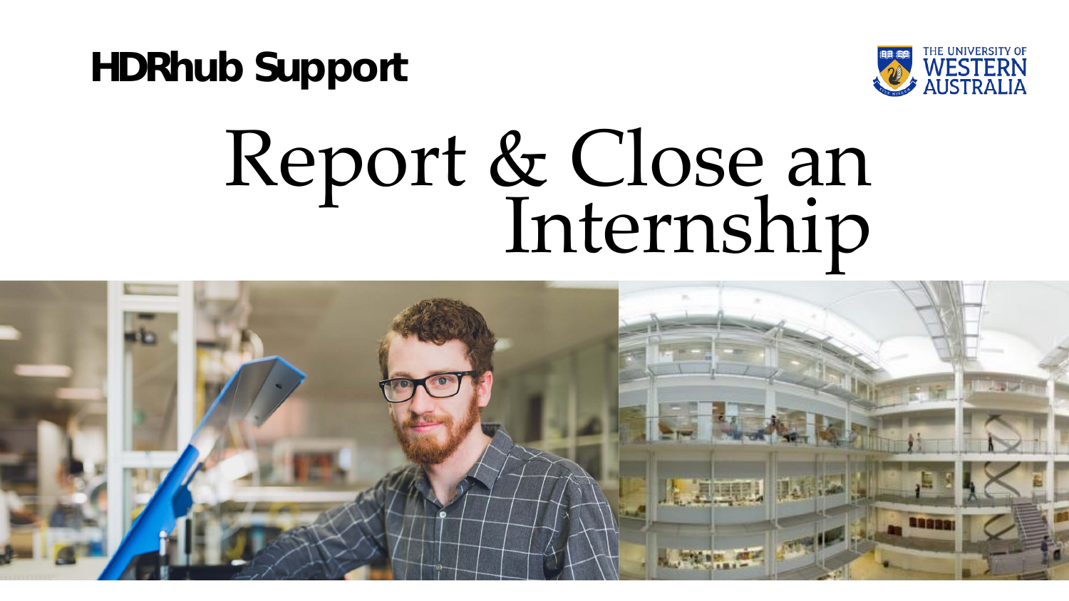**HDRhub Support**

THE UNIVERSITY OF WESTERN AUSTRALIA

# Report & Close an Internship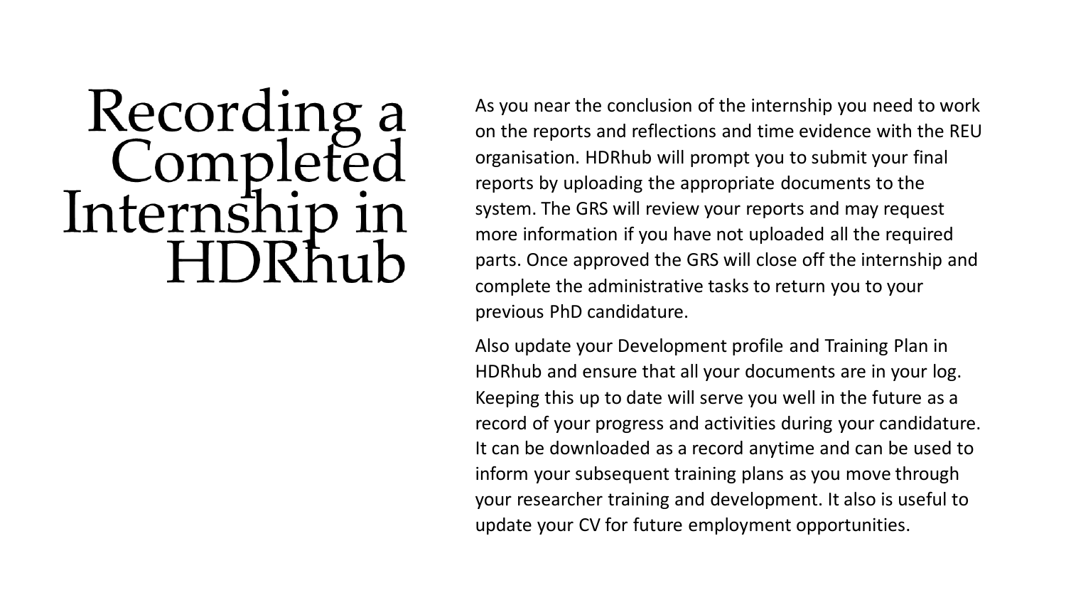# Recording a Completed Internship in HDRhub

As you near the conclusion of the internship you need to work on the reports and reflections and time evidence with the REU organisation. HDRhub will prompt you to submit your final reports by uploading the appropriate documents to the system. The GRS will review your reports and may request more information if you have not uploaded all the required parts. Once approved the GRS will close off the internship and complete the administrative tasks to return you to your previous PhD candidature.

Also update your Development profile and Training Plan in HDRhub and ensure that all your documents are in your log. Keeping this up to date will serve you well in the future as a record of your progress and activities during your candidature. It can be downloaded as a record anytime and can be used to inform your subsequent training plans as you move through your researcher training and development. It also is useful to update your CV for future employment opportunities.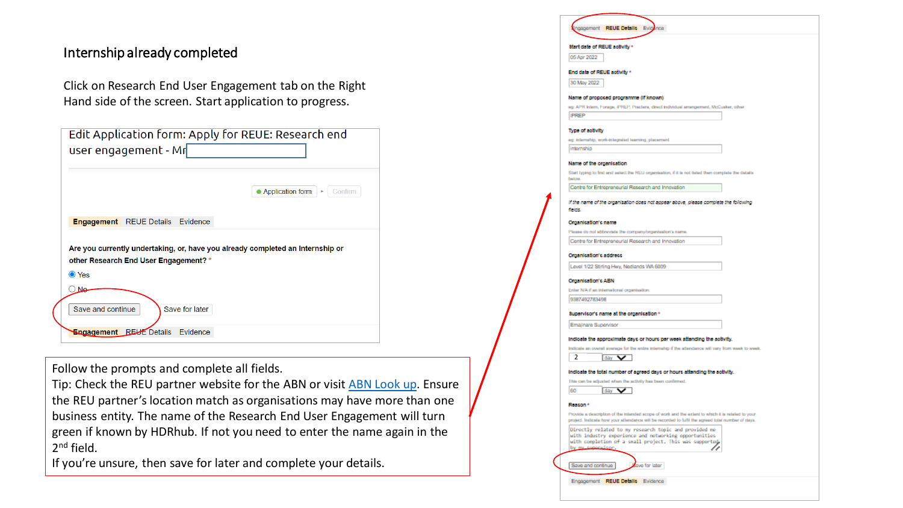## Internship already completed

Click on Research End User Engagement tab on the Right Hand side of the screen. Start application to progress.

Edit Application form: Apply for REUE: Research end user engagement - Mr

Application form ▸ Confirm

**Engagement** REUE Details Evidence

**Are you currently undertaking, or, have you already completed an Internship or other Research End User Engagement?** *

- (•) Yes
- ( ) No

Save and continue | Save for later

**Engagement** REUE Details Evidence

Follow the prompts and complete all fields.
Tip: Check the REU partner website for the ABN or visit ABN Look up. Ensure the REU partner's location match as organisations may have more than one business entity. The name of the Research End User Engagement will turn green if known by HDRhub. If not you need to enter the name again in the 2nd field.
If you're unsure, then save for later and complete your details.

Engagement **REUE Details** Evidence

**Start date of REUE activity** *
05 Apr 2022

**End date of REUE activity** *
30 May 2022

**Name of proposed programme (if known)**
eg: APR Intern, Forage, iPREP, Pradara, direct individual arrangement, McCusker, other
iPREP

**Type of activity**
eg: internship, work-integrated learning, placement
internship

**Name of the organisation**
Start typing to find and select the REU organisation, if it is not listed then complete the details below.
Centre for Entrepreneurial Research and Innovation

*If the name of the organisation does not appear above, please complete the following fields.*

**Organisation's name**
Please do not abbreviate the company/organisation's name.
Centre for Entrepreneurial Research and Innovation

**Organisation's address**
Level 1/22 Stirling Hwy, Nedlands WA 6009

**Organisation's ABN**
Enter N/A if an international organisation.
9387492783498

**Supervisor's name at the organisation** *
Emajinara Supervisor

**Indicate the approximate days or hours per week attending the activity.**
Indicate an overall average for the entire internship if the attendance will vary from week to week.
2 day

**Indicate the total number of agreed days or hours attending the activity.**
This can be adjusted when the activity has been confirmed.
60 day

**Reason** *
Provide a description of the intended scope of work and the extent to which it is related to your project. Indicate how your attendance will be recorded to fulfil the agreed total number of days.
Directly related to my research topic and provided me with industry experience and networking opportunities with completion of a small project. This was supported by my supervisor.

Save and continue | Save for later

Engagement **REUE Details** Evidence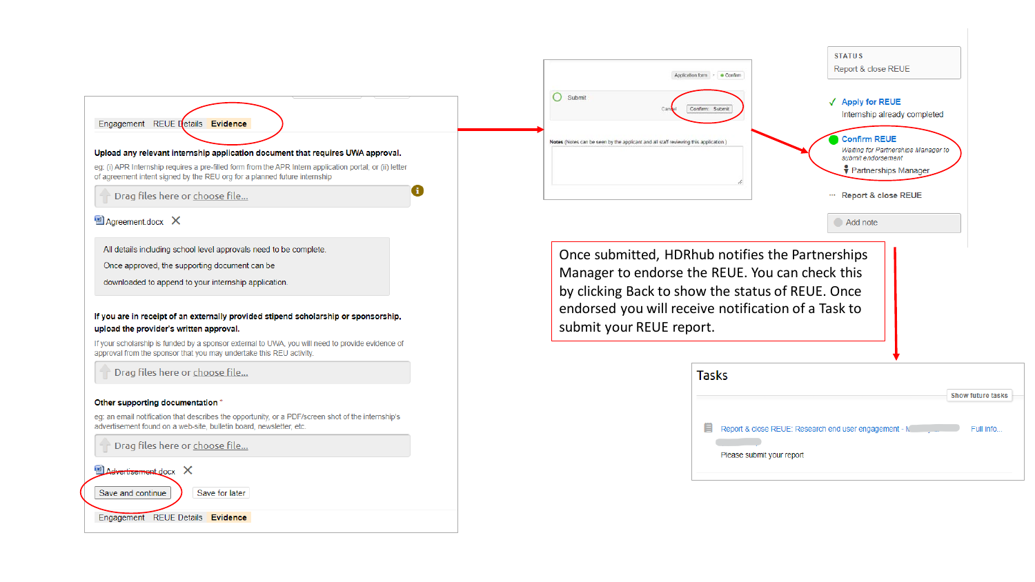Engagement REUE Details **Evidence**

**Upload any relevant internship application document that requires UWA approval.**

eg: (i) APR Internship requires a pre-filled form from the APR Intern application portal, or (ii) letter of agreement intent signed by the REU org for a planned future internship

Drag files here or choose file...

Agreement.docx

All details including school level approvals need to be complete.

Once approved, the supporting document can be downloaded to append to your internship application.

**If you are in receipt of an externally provided stipend scholarship or sponsorship, upload the provider's written approval.**

If your scholarship is funded by a sponsor external to UWA, you will need to provide evidence of approval from the sponsor that you may undertake this REU activity.

Drag files here or choose file...

**Other supporting documentation** *

eg: an email notification that describes the opportunity, or a PDF/screen shot of the internship's advertisement found on a web-site, bulletin board, newsletter, etc.

Drag files here or choose file...

Advertisement.docx

Save and continue Save for later

Engagement REUE Details **Evidence**

Application form · Confirm

Submit

Cancel Confirm: Submit

Notes (Notes can be seen by the applicant and all staff reviewing this application.)

STATUS

Report & close REUE

✓ Apply for REUE

Internship already completed

Confirm REUE

*Waiting for Partnerships Manager to submit endorsement*

Partnerships Manager

··· Report & close REUE

Add note

Once submitted, HDRhub notifies the Partnerships Manager to endorse the REUE. You can check this by clicking Back to show the status of REUE. Once endorsed you will receive notification of a Task to submit your REUE report.

## Tasks

Show future tasks

Report & close REUE: Research end user engagement - ... Full info...

Please submit your report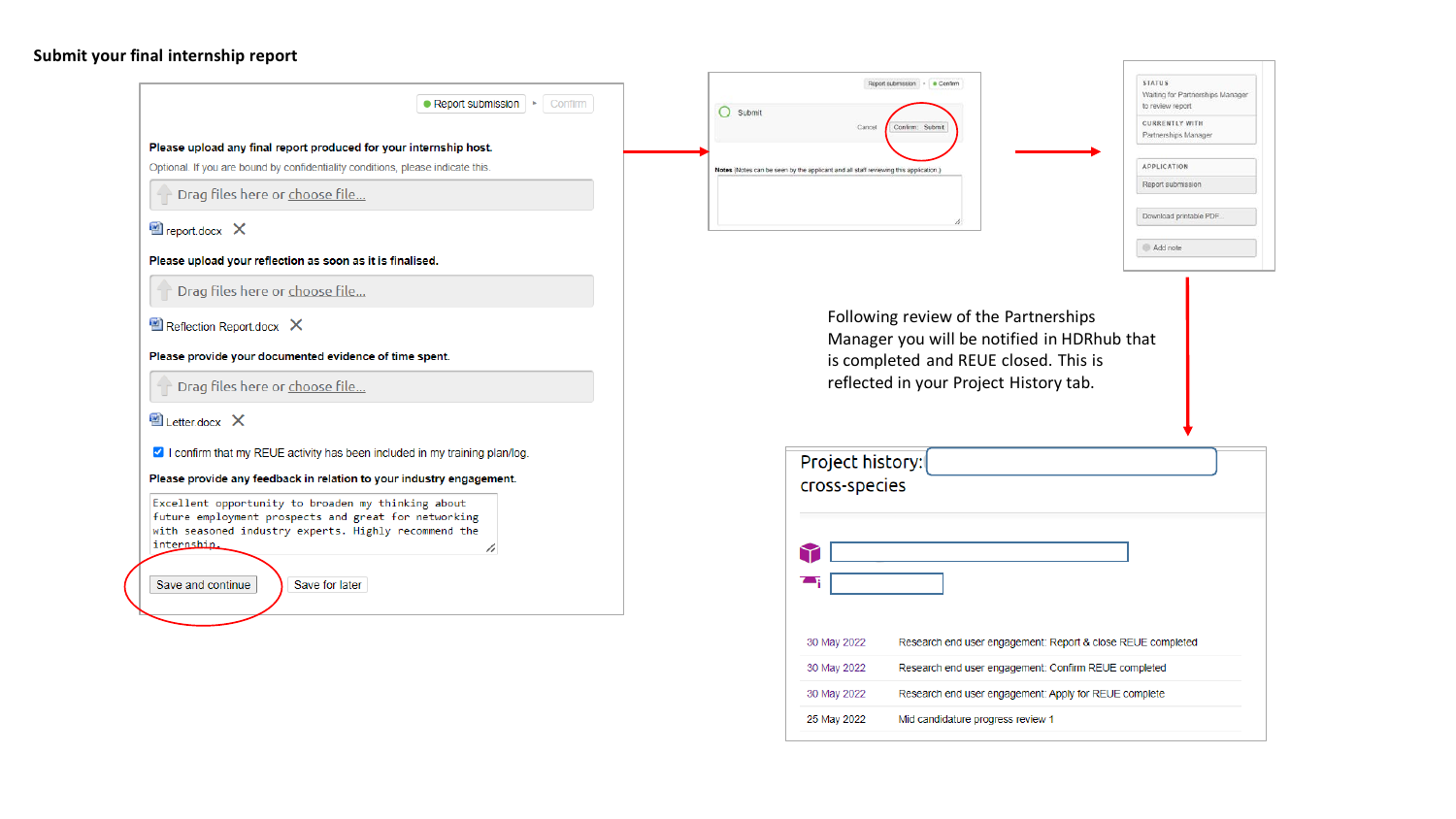**Submit your final internship report**

Report submission ▸ Confirm

**Please upload any final report produced for your internship host.**

Optional. If you are bound by confidentiality conditions, please indicate this.

Drag files here or choose file...

report.docx ✕

**Please upload your reflection as soon as it is finalised.**

Drag files here or choose file...

Reflection Report.docx ✕

**Please provide your documented evidence of time spent.**

Drag files here or choose file...

Letter.docx ✕

☑ I confirm that my REUE activity has been included in my training plan/log.

**Please provide any feedback in relation to your industry engagement.**

```
Excellent opportunity to broaden my thinking about future employment prospects and great for networking with seasoned industry experts. Highly recommend the internship.
```

Save and continue | Save for later

Report submission • Confirm

Submit

Cancel | Confirm: Submit

Notes (Notes can be seen by the applicant and all staff reviewing this application.)

STATUS
Waiting for Partnerships Manager to review report

CURRENTLY WITH
Partnerships Manager

APPLICATION
Report submission

Download printable PDF

Add note

Following review of the Partnerships Manager you will be notified in HDRhub that is completed and REUE closed. This is reflected in your Project History tab.

Project history:

cross-species

| | |
|---|---|
| 30 May 2022 | Research end user engagement: Report & close REUE completed |
| 30 May 2022 | Research end user engagement: Confirm REUE completed |
| 30 May 2022 | Research end user engagement: Apply for REUE complete |
| 25 May 2022 | Mid candidature progress review 1 |